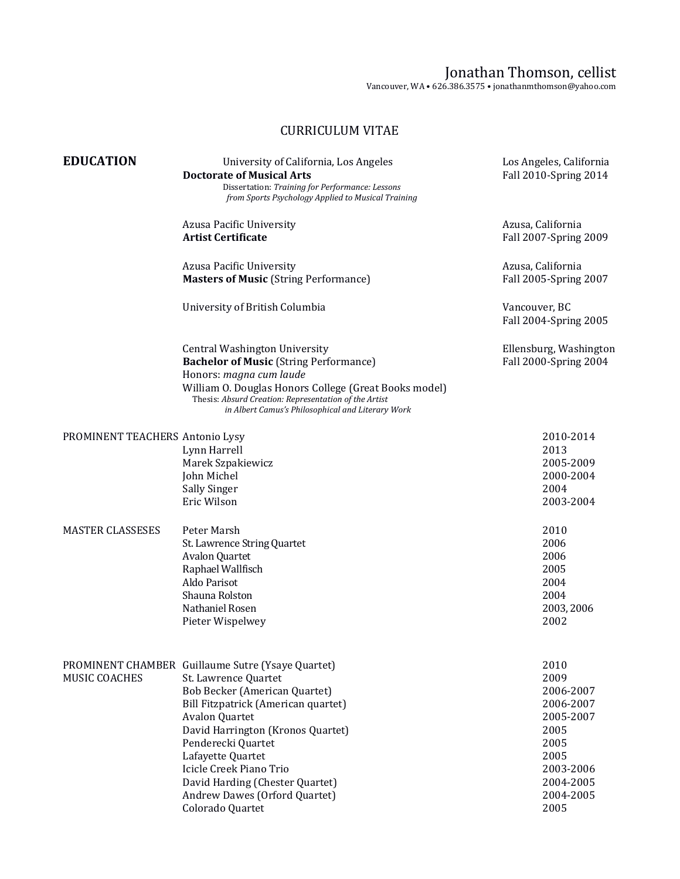# Jonathan Thomson, cellist

Vancouver, WA • 626.386.3575 • jonathanmthomson@yahoo.com

## CURRICULUM VITAE

### EDUCATION

University of California, Los Angeles — Los Angeles, California
**Doctorate of Musical Arts** — Fall 2010-Spring 2014
Dissertation: *Training for Performance: Lessons from Sports Psychology Applied to Musical Training*

Azusa Pacific University — Azusa, California
**Artist Certificate** — Fall 2007-Spring 2009

Azusa Pacific University — Azusa, California
**Masters of Music** (String Performance) — Fall 2005-Spring 2007

University of British Columbia — Vancouver, BC
Fall 2004-Spring 2005

Central Washington University — Ellensburg, Washington
**Bachelor of Music** (String Performance) — Fall 2000-Spring 2004
Honors: *magna cum laude*
William O. Douglas Honors College (Great Books model)
Thesis: *Absurd Creation: Representation of the Artist in Albert Camus's Philosophical and Literary Work*

### PROMINENT TEACHERS

| Teacher | Years |
|---|---|
| Antonio Lysy | 2010-2014 |
| Lynn Harrell | 2013 |
| Marek Szpakiewicz | 2005-2009 |
| John Michel | 2000-2004 |
| Sally Singer | 2004 |
| Eric Wilson | 2003-2004 |

### MASTER CLASSESES

| Master Class | Years |
|---|---|
| Peter Marsh | 2010 |
| St. Lawrence String Quartet | 2006 |
| Avalon Quartet | 2006 |
| Raphael Wallfisch | 2005 |
| Aldo Parisot | 2004 |
| Shauna Rolston | 2004 |
| Nathaniel Rosen | 2003, 2006 |
| Pieter Wispelwey | 2002 |

### PROMINENT CHAMBER MUSIC COACHES

| Coach | Years |
|---|---|
| Guillaume Sutre (Ysaye Quartet) | 2010 |
| St. Lawrence Quartet | 2009 |
| Bob Becker (American Quartet) | 2006-2007 |
| Bill Fitzpatrick (American quartet) | 2006-2007 |
| Avalon Quartet | 2005-2007 |
| David Harrington (Kronos Quartet) | 2005 |
| Penderecki Quartet | 2005 |
| Lafayette Quartet | 2005 |
| Icicle Creek Piano Trio | 2003-2006 |
| David Harding (Chester Quartet) | 2004-2005 |
| Andrew Dawes (Orford Quartet) | 2004-2005 |
| Colorado Quartet | 2005 |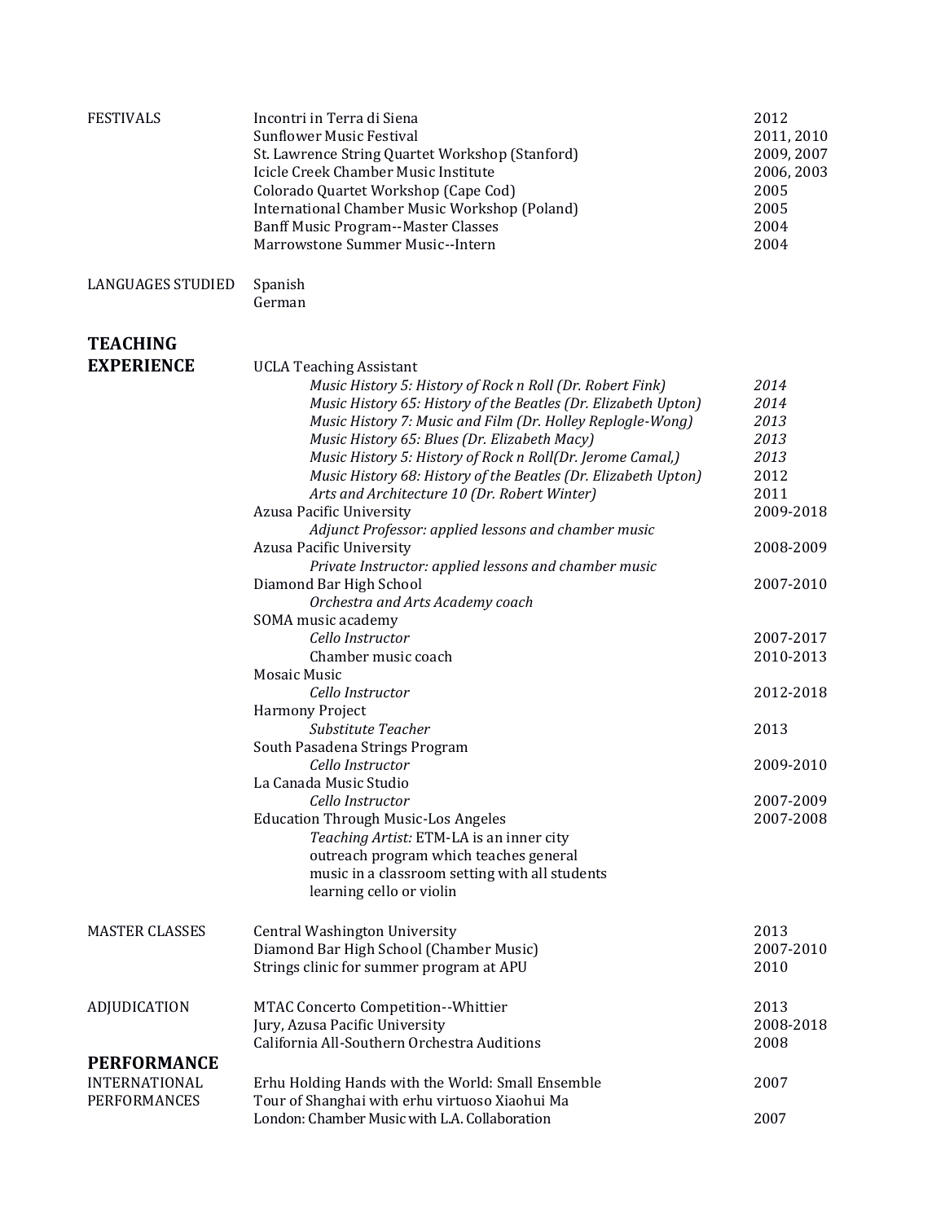| | | |
|---|---|---|
| FESTIVALS | Incontri in Terra di Siena | 2012 |
| | Sunflower Music Festival | 2011, 2010 |
| | St. Lawrence String Quartet Workshop (Stanford) | 2009, 2007 |
| | Icicle Creek Chamber Music Institute | 2006, 2003 |
| | Colorado Quartet Workshop (Cape Cod) | 2005 |
| | International Chamber Music Workshop (Poland) | 2005 |
| | Banff Music Program--Master Classes | 2004 |
| | Marrowstone Summer Music--Intern | 2004 |
| LANGUAGES STUDIED | Spanish | |
| | German | |

## TEACHING EXPERIENCE

| | |
|---|---|
| UCLA Teaching Assistant | |
| *Music History 5: History of Rock n Roll (Dr. Robert Fink)* | *2014* |
| *Music History 65: History of the Beatles (Dr. Elizabeth Upton)* | *2014* |
| *Music History 7: Music and Film (Dr. Holley Replogle-Wong)* | *2013* |
| *Music History 65: Blues (Dr. Elizabeth Macy)* | *2013* |
| *Music History 5: History of Rock n Roll(Dr. Jerome Camal,)* | *2013* |
| *Music History 68: History of the Beatles (Dr. Elizabeth Upton)* | *2012* |
| *Arts and Architecture 10 (Dr. Robert Winter)* | *2011* |
| Azusa Pacific University | 2009-2018 |
| *Adjunct Professor: applied lessons and chamber music* | |
| Azusa Pacific University | 2008-2009 |
| *Private Instructor: applied lessons and chamber music* | |
| Diamond Bar High School | 2007-2010 |
| *Orchestra and Arts Academy coach* | |
| SOMA music academy | |
| *Cello Instructor* | 2007-2017 |
| Chamber music coach | 2010-2013 |
| Mosaic Music | |
| *Cello Instructor* | 2012-2018 |
| Harmony Project | |
| *Substitute Teacher* | 2013 |
| South Pasadena Strings Program | |
| *Cello Instructor* | 2009-2010 |
| La Canada Music Studio | |
| *Cello Instructor* | 2007-2009 |
| Education Through Music-Los Angeles | 2007-2008 |
| *Teaching Artist:* ETM-LA is an inner city outreach program which teaches general music in a classroom setting with all students learning cello or violin | |

| | | |
|---|---|---|
| MASTER CLASSES | Central Washington University | 2013 |
| | Diamond Bar High School (Chamber Music) | 2007-2010 |
| | Strings clinic for summer program at APU | 2010 |
| ADJUDICATION | MTAC Concerto Competition--Whittier | 2013 |
| | Jury, Azusa Pacific University | 2008-2018 |
| | California All-Southern Orchestra Auditions | 2008 |

## PERFORMANCE

| | | |
|---|---|---|
| INTERNATIONAL PERFORMANCES | Erhu Holding Hands with the World: Small Ensemble | 2007 |
| | Tour of Shanghai with erhu virtuoso Xiaohui Ma | |
| | London: Chamber Music with L.A. Collaboration | 2007 |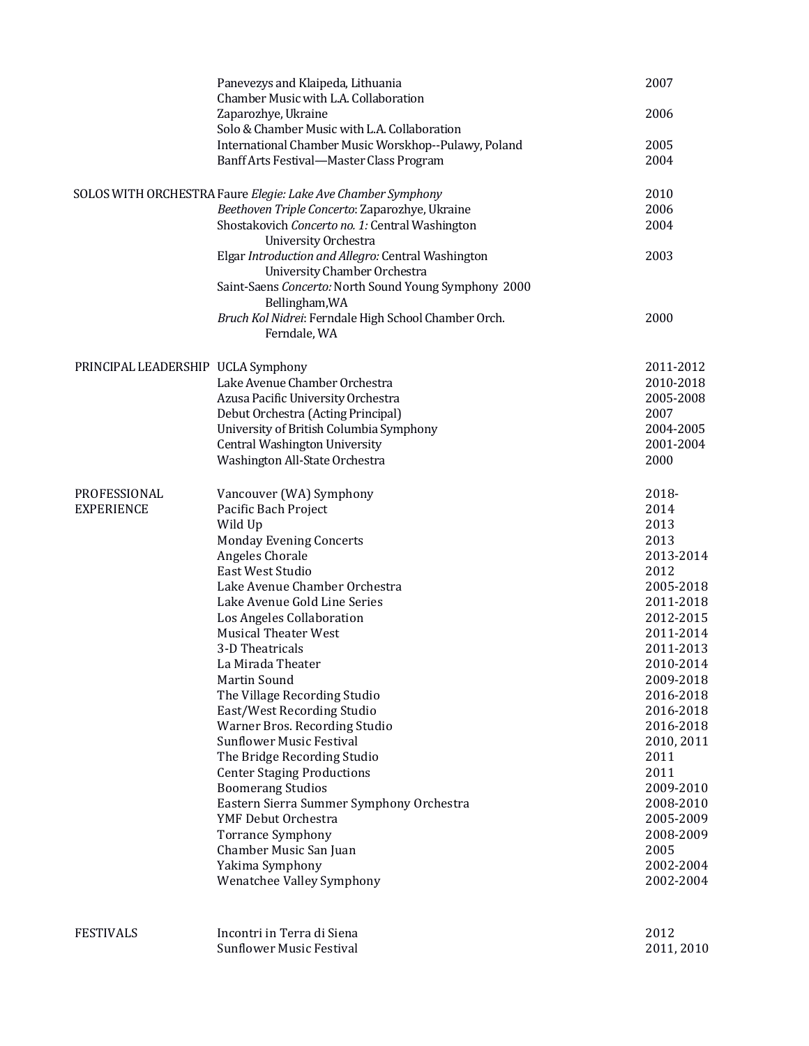| | | |
|---|---|---|
| | Panevezys and Klaipeda, Lithuania<br>Chamber Music with L.A. Collaboration | 2007 |
| | Zaparozhye, Ukraine<br>Solo & Chamber Music with L.A. Collaboration | 2006 |
| | International Chamber Music Worskhop--Pulawy, Poland | 2005 |
| | Banff Arts Festival—Master Class Program | 2004 |
| SOLOS WITH ORCHESTRA | Faure *Elegie: Lake Ave Chamber Symphony* | 2010 |
| | *Beethoven Triple Concerto*: Zaparozhye, Ukraine | 2006 |
| | Shostakovich *Concerto no. 1:* Central Washington University Orchestra | 2004 |
| | Elgar *Introduction and Allegro:* Central Washington University Chamber Orchestra | 2003 |
| | Saint-Saens *Concerto:* North Sound Young Symphony 2000 Bellingham,WA | |
| | *Bruch Kol Nidrei*: Ferndale High School Chamber Orch. Ferndale, WA | 2000 |
| PRINCIPAL LEADERSHIP | UCLA Symphony | 2011-2012 |
| | Lake Avenue Chamber Orchestra | 2010-2018 |
| | Azusa Pacific University Orchestra | 2005-2008 |
| | Debut Orchestra (Acting Principal) | 2007 |
| | University of British Columbia Symphony | 2004-2005 |
| | Central Washington University | 2001-2004 |
| | Washington All-State Orchestra | 2000 |
| PROFESSIONAL EXPERIENCE | Vancouver (WA) Symphony | 2018- |
| | Pacific Bach Project | 2014 |
| | Wild Up | 2013 |
| | Monday Evening Concerts | 2013 |
| | Angeles Chorale | 2013-2014 |
| | East West Studio | 2012 |
| | Lake Avenue Chamber Orchestra | 2005-2018 |
| | Lake Avenue Gold Line Series | 2011-2018 |
| | Los Angeles Collaboration | 2012-2015 |
| | Musical Theater West | 2011-2014 |
| | 3-D Theatricals | 2011-2013 |
| | La Mirada Theater | 2010-2014 |
| | Martin Sound | 2009-2018 |
| | The Village Recording Studio | 2016-2018 |
| | East/West Recording Studio | 2016-2018 |
| | Warner Bros. Recording Studio | 2016-2018 |
| | Sunflower Music Festival | 2010, 2011 |
| | The Bridge Recording Studio | 2011 |
| | Center Staging Productions | 2011 |
| | Boomerang Studios | 2009-2010 |
| | Eastern Sierra Summer Symphony Orchestra | 2008-2010 |
| | YMF Debut Orchestra | 2005-2009 |
| | Torrance Symphony | 2008-2009 |
| | Chamber Music San Juan | 2005 |
| | Yakima Symphony | 2002-2004 |
| | Wenatchee Valley Symphony | 2002-2004 |
| FESTIVALS | Incontri in Terra di Siena | 2012 |
| | Sunflower Music Festival | 2011, 2010 |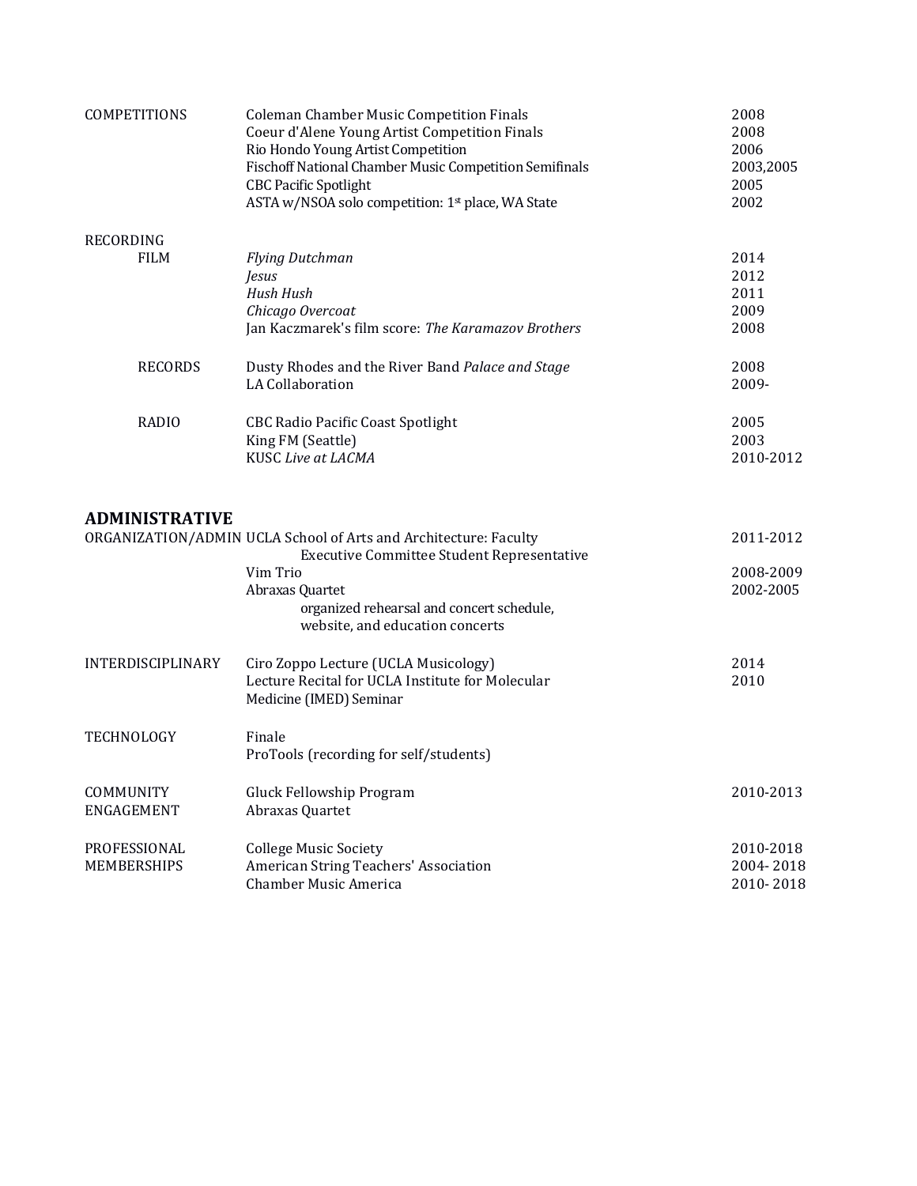| | | |
|---|---|---|
| COMPETITIONS | Coleman Chamber Music Competition Finals | 2008 |
| | Coeur d'Alene Young Artist Competition Finals | 2008 |
| | Rio Hondo Young Artist Competition | 2006 |
| | Fischoff National Chamber Music Competition Semifinals | 2003,2005 |
| | CBC Pacific Spotlight | 2005 |
| | ASTA w/NSOA solo competition: 1st place, WA State | 2002 |
| RECORDING | | |
| FILM | *Flying Dutchman* | 2014 |
| | *Jesus* | 2012 |
| | *Hush Hush* | 2011 |
| | *Chicago Overcoat* | 2009 |
| | Jan Kaczmarek's film score: *The Karamazov Brothers* | 2008 |
| RECORDS | Dusty Rhodes and the River Band *Palace and Stage* | 2008 |
| | LA Collaboration | 2009- |
| RADIO | CBC Radio Pacific Coast Spotlight | 2005 |
| | King FM (Seattle) | 2003 |
| | KUSC *Live at LACMA* | 2010-2012 |

## ADMINISTRATIVE

| | | |
|---|---|---|
| ORGANIZATION/ADMIN | UCLA School of Arts and Architecture: Faculty Executive Committee Student Representative | 2011-2012 |
| | Vim Trio | 2008-2009 |
| | Abraxas Quartet organized rehearsal and concert schedule, website, and education concerts | 2002-2005 |
| INTERDISCIPLINARY | Ciro Zoppo Lecture (UCLA Musicology) | 2014 |
| | Lecture Recital for UCLA Institute for Molecular Medicine (IMED) Seminar | 2010 |
| TECHNOLOGY | Finale | |
| | ProTools (recording for self/students) | |
| COMMUNITY ENGAGEMENT | Gluck Fellowship Program | 2010-2013 |
| | Abraxas Quartet | |
| PROFESSIONAL MEMBERSHIPS | College Music Society | 2010-2018 |
| | American String Teachers' Association | 2004- 2018 |
| | Chamber Music America | 2010- 2018 |